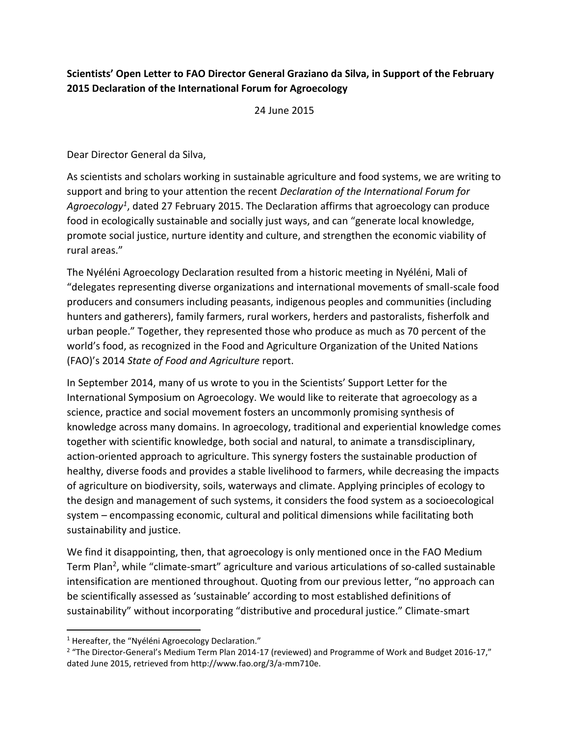**Scientists' Open Letter to FAO Director General Graziano da Silva, in Support of the February 2015 Declaration of the International Forum for Agroecology**

24 June 2015

Dear Director General da Silva,

As scientists and scholars working in sustainable agriculture and food systems, we are writing to support and bring to your attention the recent *Declaration of the International Forum for Agroecology*[1], dated 27 February 2015. The Declaration affirms that agroecology can produce food in ecologically sustainable and socially just ways, and can "generate local knowledge, promote social justice, nurture identity and culture, and strengthen the economic viability of rural areas."

The Nyéléni Agroecology Declaration resulted from a historic meeting in Nyéléni, Mali of "delegates representing diverse organizations and international movements of small-scale food producers and consumers including peasants, indigenous peoples and communities (including hunters and gatherers), family farmers, rural workers, herders and pastoralists, fisherfolk and urban people." Together, they represented those who produce as much as 70 percent of the world's food, as recognized in the Food and Agriculture Organization of the United Nations (FAO)'s 2014 *State of Food and Agriculture* report.

In September 2014, many of us wrote to you in the Scientists' Support Letter for the International Symposium on Agroecology. We would like to reiterate that agroecology as a science, practice and social movement fosters an uncommonly promising synthesis of knowledge across many domains. In agroecology, traditional and experiential knowledge comes together with scientific knowledge, both social and natural, to animate a transdisciplinary, action-oriented approach to agriculture. This synergy fosters the sustainable production of healthy, diverse foods and provides a stable livelihood to farmers, while decreasing the impacts of agriculture on biodiversity, soils, waterways and climate. Applying principles of ecology to the design and management of such systems, it considers the food system as a socioecological system – encompassing economic, cultural and political dimensions while facilitating both sustainability and justice.

We find it disappointing, then, that agroecology is only mentioned once in the FAO Medium Term Plan[2], while "climate-smart" agriculture and various articulations of so-called sustainable intensification are mentioned throughout. Quoting from our previous letter, "no approach can be scientifically assessed as 'sustainable' according to most established definitions of sustainability" without incorporating "distributive and procedural justice." Climate-smart

---

[1] Hereafter, the "Nyéléni Agroecology Declaration."

[2] "The Director-General's Medium Term Plan 2014-17 (reviewed) and Programme of Work and Budget 2016-17," dated June 2015, retrieved from http://www.fao.org/3/a-mm710e.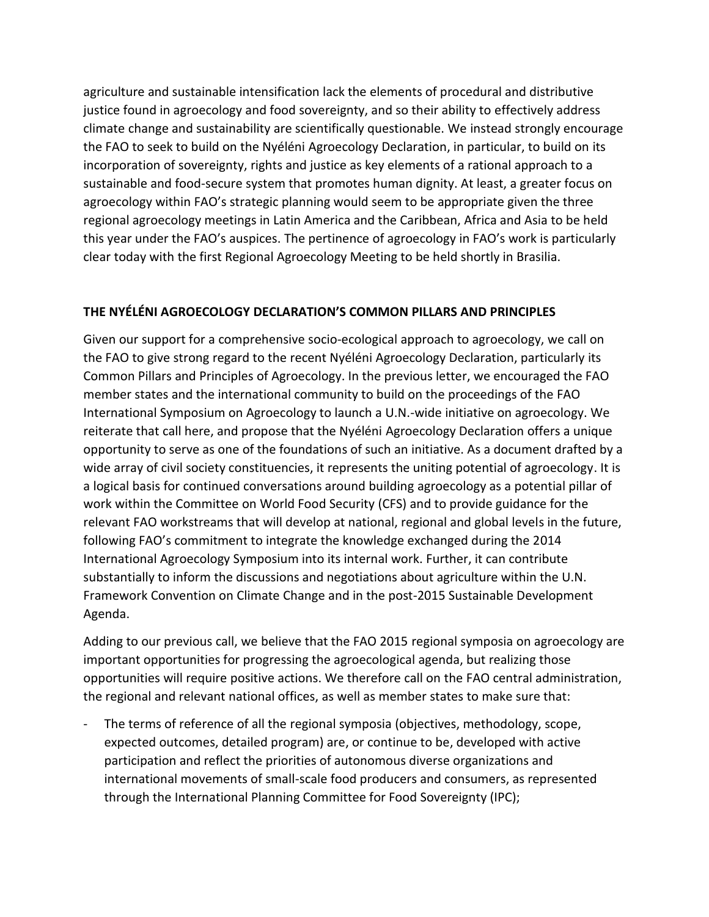agriculture and sustainable intensification lack the elements of procedural and distributive justice found in agroecology and food sovereignty, and so their ability to effectively address climate change and sustainability are scientifically questionable. We instead strongly encourage the FAO to seek to build on the Nyéléni Agroecology Declaration, in particular, to build on its incorporation of sovereignty, rights and justice as key elements of a rational approach to a sustainable and food-secure system that promotes human dignity. At least, a greater focus on agroecology within FAO's strategic planning would seem to be appropriate given the three regional agroecology meetings in Latin America and the Caribbean, Africa and Asia to be held this year under the FAO's auspices. The pertinence of agroecology in FAO's work is particularly clear today with the first Regional Agroecology Meeting to be held shortly in Brasilia.

## THE NYÉLÉNI AGROECOLOGY DECLARATION'S COMMON PILLARS AND PRINCIPLES

Given our support for a comprehensive socio-ecological approach to agroecology, we call on the FAO to give strong regard to the recent Nyéléni Agroecology Declaration, particularly its Common Pillars and Principles of Agroecology. In the previous letter, we encouraged the FAO member states and the international community to build on the proceedings of the FAO International Symposium on Agroecology to launch a U.N.-wide initiative on agroecology. We reiterate that call here, and propose that the Nyéléni Agroecology Declaration offers a unique opportunity to serve as one of the foundations of such an initiative. As a document drafted by a wide array of civil society constituencies, it represents the uniting potential of agroecology. It is a logical basis for continued conversations around building agroecology as a potential pillar of work within the Committee on World Food Security (CFS) and to provide guidance for the relevant FAO workstreams that will develop at national, regional and global levels in the future, following FAO's commitment to integrate the knowledge exchanged during the 2014 International Agroecology Symposium into its internal work. Further, it can contribute substantially to inform the discussions and negotiations about agriculture within the U.N. Framework Convention on Climate Change and in the post-2015 Sustainable Development Agenda.

Adding to our previous call, we believe that the FAO 2015 regional symposia on agroecology are important opportunities for progressing the agroecological agenda, but realizing those opportunities will require positive actions. We therefore call on the FAO central administration, the regional and relevant national offices, as well as member states to make sure that:

- The terms of reference of all the regional symposia (objectives, methodology, scope, expected outcomes, detailed program) are, or continue to be, developed with active participation and reflect the priorities of autonomous diverse organizations and international movements of small-scale food producers and consumers, as represented through the International Planning Committee for Food Sovereignty (IPC);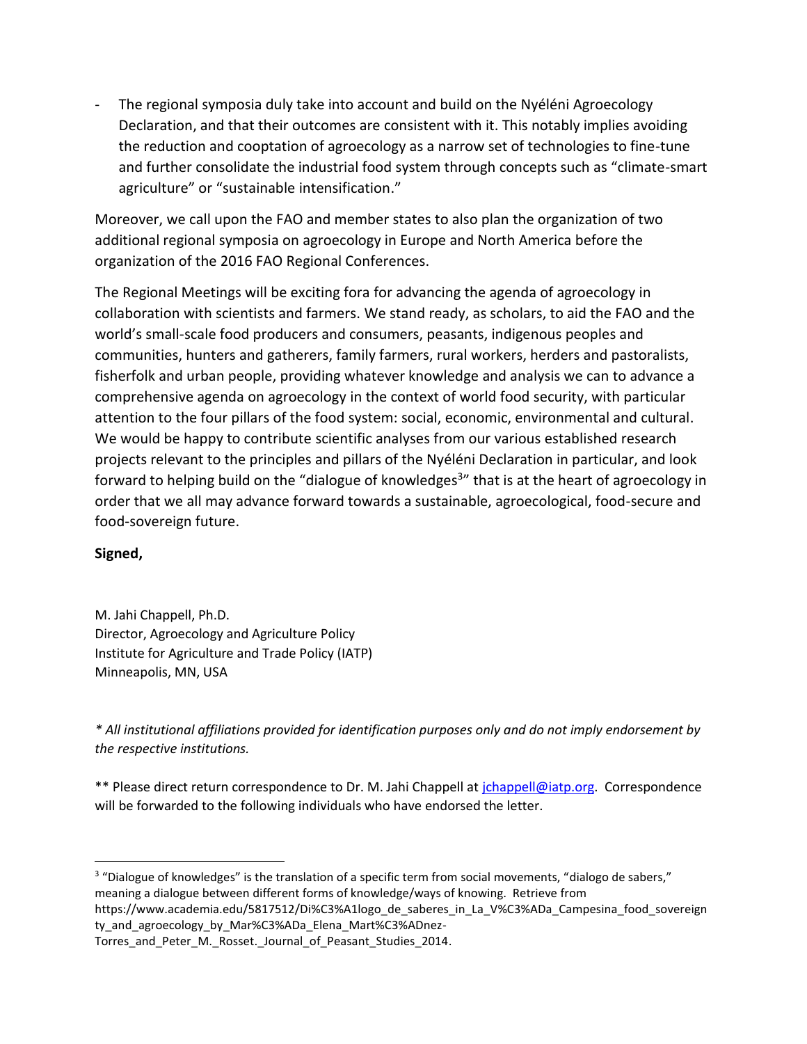- The regional symposia duly take into account and build on the Nyéléni Agroecology Declaration, and that their outcomes are consistent with it. This notably implies avoiding the reduction and cooptation of agroecology as a narrow set of technologies to fine-tune and further consolidate the industrial food system through concepts such as "climate-smart agriculture" or "sustainable intensification."

Moreover, we call upon the FAO and member states to also plan the organization of two additional regional symposia on agroecology in Europe and North America before the organization of the 2016 FAO Regional Conferences.

The Regional Meetings will be exciting fora for advancing the agenda of agroecology in collaboration with scientists and farmers. We stand ready, as scholars, to aid the FAO and the world's small-scale food producers and consumers, peasants, indigenous peoples and communities, hunters and gatherers, family farmers, rural workers, herders and pastoralists, fisherfolk and urban people, providing whatever knowledge and analysis we can to advance a comprehensive agenda on agroecology in the context of world food security, with particular attention to the four pillars of the food system: social, economic, environmental and cultural. We would be happy to contribute scientific analyses from our various established research projects relevant to the principles and pillars of the Nyéléni Declaration in particular, and look forward to helping build on the "dialogue of knowledges[3]" that is at the heart of agroecology in order that we all may advance forward towards a sustainable, agroecological, food-secure and food-sovereign future.

**Signed,**

M. Jahi Chappell, Ph.D.
Director, Agroecology and Agriculture Policy
Institute for Agriculture and Trade Policy (IATP)
Minneapolis, MN, USA

*\* All institutional affiliations provided for identification purposes only and do not imply endorsement by the respective institutions.*

** Please direct return correspondence to Dr. M. Jahi Chappell at jchappell@iatp.org. Correspondence will be forwarded to the following individuals who have endorsed the letter.

---

[3] "Dialogue of knowledges" is the translation of a specific term from social movements, "dialogo de sabers," meaning a dialogue between different forms of knowledge/ways of knowing. Retrieve from https://www.academia.edu/5817512/Di%C3%A1logo_de_saberes_in_La_V%C3%ADa_Campesina_food_sovereignty_and_agroecology_by_Mar%C3%ADa_Elena_Mart%C3%ADnez-Torres_and_Peter_M._Rosset._Journal_of_Peasant_Studies_2014.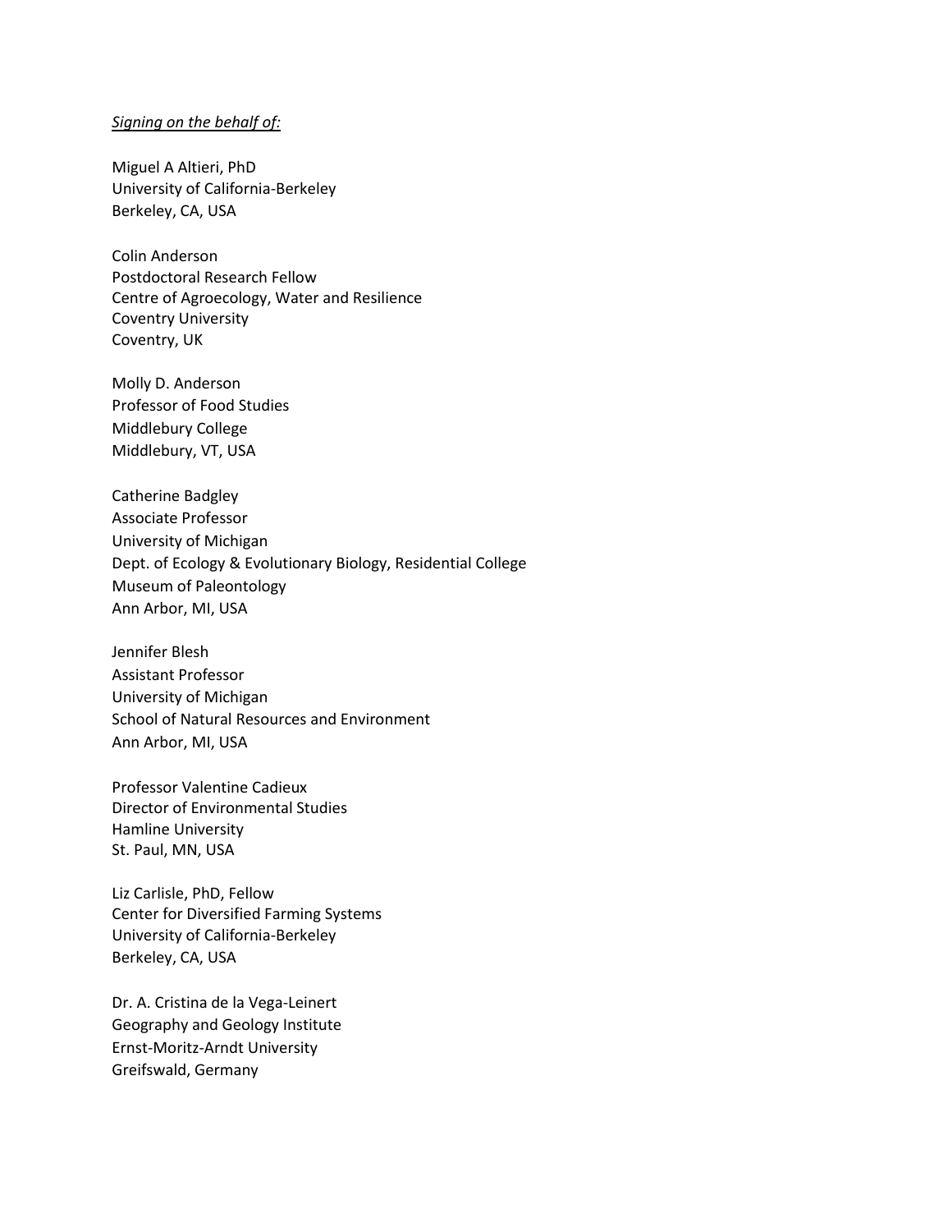*Signing on the behalf of:*

Miguel A Altieri, PhD
University of California-Berkeley
Berkeley, CA, USA

Colin Anderson
Postdoctoral Research Fellow
Centre of Agroecology, Water and Resilience
Coventry University
Coventry, UK

Molly D. Anderson
Professor of Food Studies
Middlebury College
Middlebury, VT, USA

Catherine Badgley
Associate Professor
University of Michigan
Dept. of Ecology & Evolutionary Biology, Residential College
Museum of Paleontology
Ann Arbor, MI, USA

Jennifer Blesh
Assistant Professor
University of Michigan
School of Natural Resources and Environment
Ann Arbor, MI, USA

Professor Valentine Cadieux
Director of Environmental Studies
Hamline University
St. Paul, MN, USA

Liz Carlisle, PhD, Fellow
Center for Diversified Farming Systems
University of California-Berkeley
Berkeley, CA, USA

Dr. A. Cristina de la Vega-Leinert
Geography and Geology Institute
Ernst-Moritz-Arndt University
Greifswald, Germany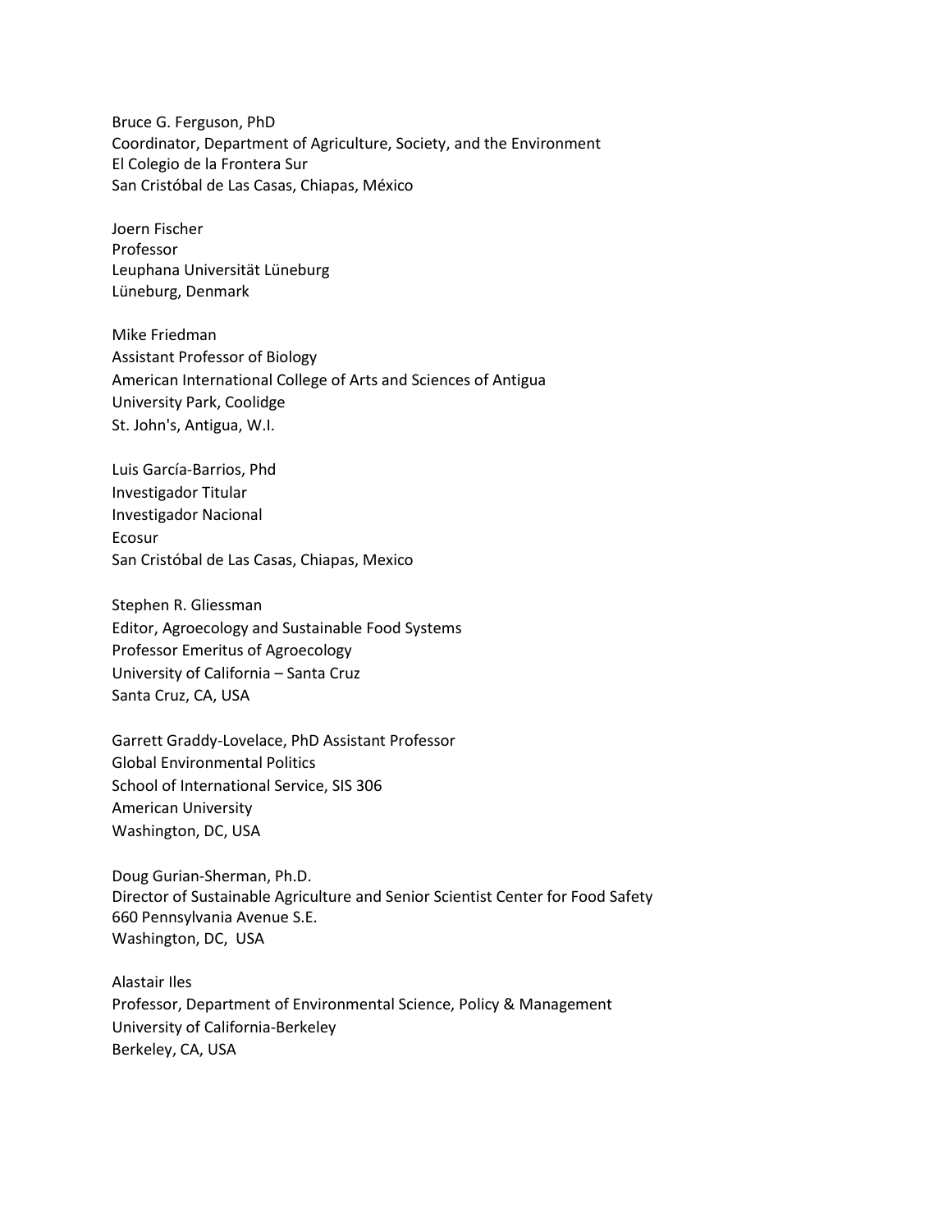Bruce G. Ferguson, PhD
Coordinator, Department of Agriculture, Society, and the Environment
El Colegio de la Frontera Sur
San Cristóbal de Las Casas, Chiapas, México

Joern Fischer
Professor
Leuphana Universität Lüneburg
Lüneburg, Denmark

Mike Friedman
Assistant Professor of Biology
American International College of Arts and Sciences of Antigua
University Park, Coolidge
St. John's, Antigua, W.I.

Luis García-Barrios, Phd
Investigador Titular
Investigador Nacional
Ecosur
San Cristóbal de Las Casas, Chiapas, Mexico

Stephen R. Gliessman
Editor, Agroecology and Sustainable Food Systems
Professor Emeritus of Agroecology
University of California – Santa Cruz
Santa Cruz, CA, USA

Garrett Graddy-Lovelace, PhD Assistant Professor
Global Environmental Politics
School of International Service, SIS 306
American University
Washington, DC, USA

Doug Gurian-Sherman, Ph.D.
Director of Sustainable Agriculture and Senior Scientist Center for Food Safety
660 Pennsylvania Avenue S.E.
Washington, DC, USA

Alastair Iles
Professor, Department of Environmental Science, Policy & Management
University of California-Berkeley
Berkeley, CA, USA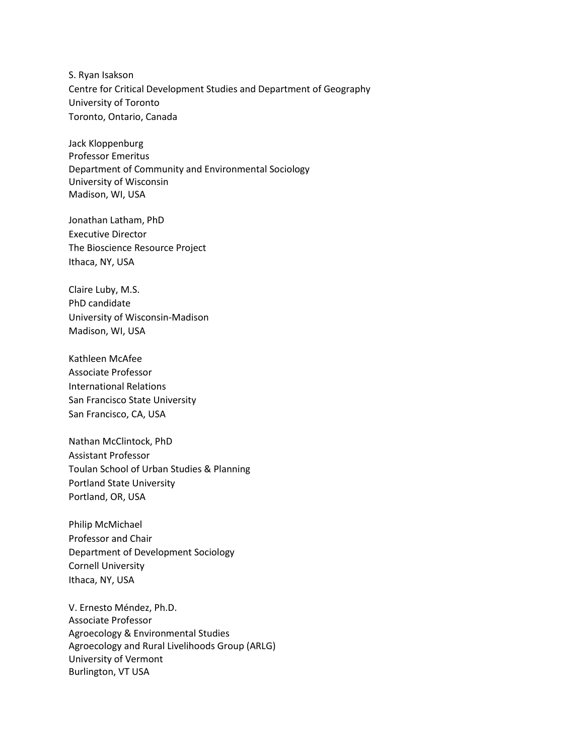S. Ryan Isakson
Centre for Critical Development Studies and Department of Geography
University of Toronto
Toronto, Ontario, Canada

Jack Kloppenburg
Professor Emeritus
Department of Community and Environmental Sociology
University of Wisconsin
Madison, WI, USA

Jonathan Latham, PhD
Executive Director
The Bioscience Resource Project
Ithaca, NY, USA

Claire Luby, M.S.
PhD candidate
University of Wisconsin-Madison
Madison, WI, USA

Kathleen McAfee
Associate Professor
International Relations
San Francisco State University
San Francisco, CA, USA

Nathan McClintock, PhD
Assistant Professor
Toulan School of Urban Studies & Planning
Portland State University
Portland, OR, USA

Philip McMichael
Professor and Chair
Department of Development Sociology
Cornell University
Ithaca, NY, USA

V. Ernesto Méndez, Ph.D.
Associate Professor
Agroecology & Environmental Studies
Agroecology and Rural Livelihoods Group (ARLG)
University of Vermont
Burlington, VT USA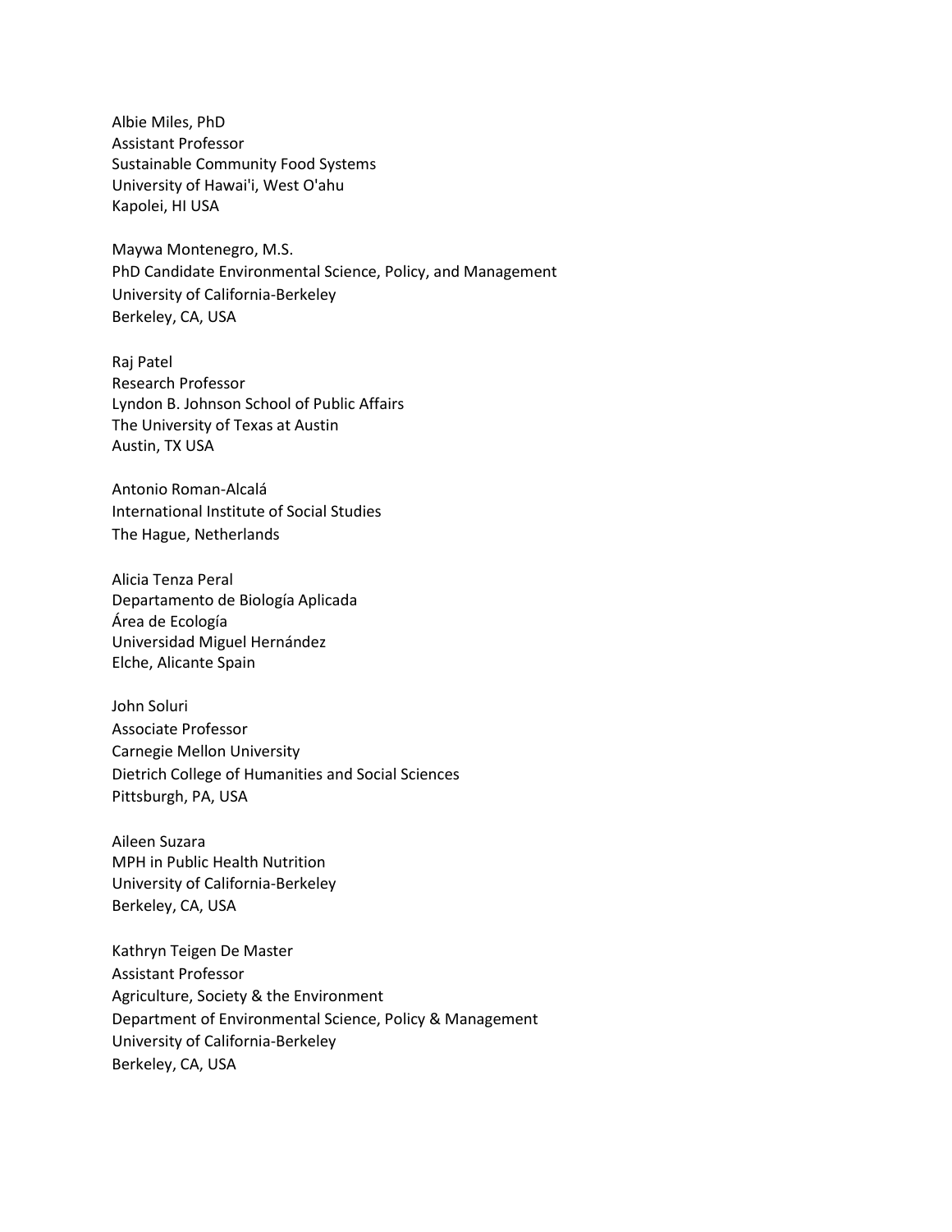Albie Miles, PhD
Assistant Professor
Sustainable Community Food Systems
University of Hawai'i, West O'ahu
Kapolei, HI USA

Maywa Montenegro, M.S.
PhD Candidate Environmental Science, Policy, and Management
University of California-Berkeley
Berkeley, CA, USA

Raj Patel
Research Professor
Lyndon B. Johnson School of Public Affairs
The University of Texas at Austin
Austin, TX USA

Antonio Roman-Alcalá
International Institute of Social Studies
The Hague, Netherlands

Alicia Tenza Peral
Departamento de Biología Aplicada
Área de Ecología
Universidad Miguel Hernández
Elche, Alicante Spain

John Soluri
Associate Professor
Carnegie Mellon University
Dietrich College of Humanities and Social Sciences
Pittsburgh, PA, USA

Aileen Suzara
MPH in Public Health Nutrition
University of California-Berkeley
Berkeley, CA, USA

Kathryn Teigen De Master
Assistant Professor
Agriculture, Society & the Environment
Department of Environmental Science, Policy & Management
University of California-Berkeley
Berkeley, CA, USA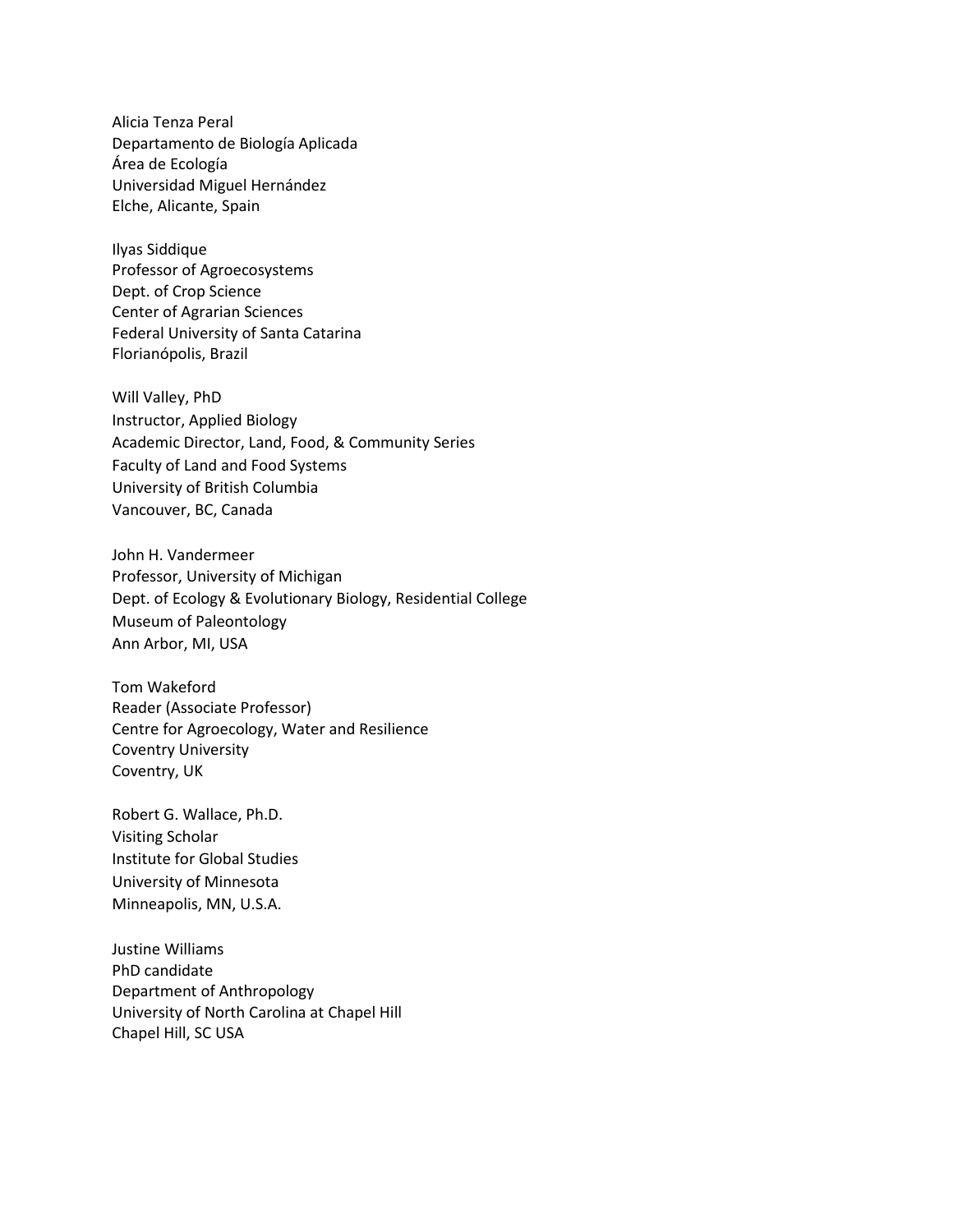Alicia Tenza Peral
Departamento de Biología Aplicada
Área de Ecología
Universidad Miguel Hernández
Elche, Alicante, Spain

Ilyas Siddique
Professor of Agroecosystems
Dept. of Crop Science
Center of Agrarian Sciences
Federal University of Santa Catarina
Florianópolis, Brazil

Will Valley, PhD
Instructor, Applied Biology
Academic Director, Land, Food, & Community Series
Faculty of Land and Food Systems
University of British Columbia
Vancouver, BC, Canada

John H. Vandermeer
Professor, University of Michigan
Dept. of Ecology & Evolutionary Biology, Residential College
Museum of Paleontology
Ann Arbor, MI, USA

Tom Wakeford
Reader (Associate Professor)
Centre for Agroecology, Water and Resilience
Coventry University
Coventry, UK

Robert G. Wallace, Ph.D.
Visiting Scholar
Institute for Global Studies
University of Minnesota
Minneapolis, MN, U.S.A.

Justine Williams
PhD candidate
Department of Anthropology
University of North Carolina at Chapel Hill
Chapel Hill, SC USA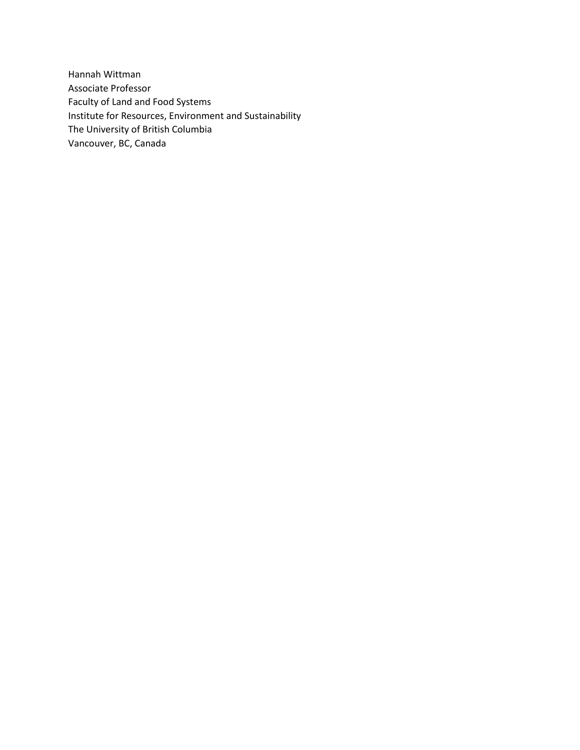Hannah Wittman
Associate Professor
Faculty of Land and Food Systems
Institute for Resources, Environment and Sustainability
The University of British Columbia
Vancouver, BC, Canada